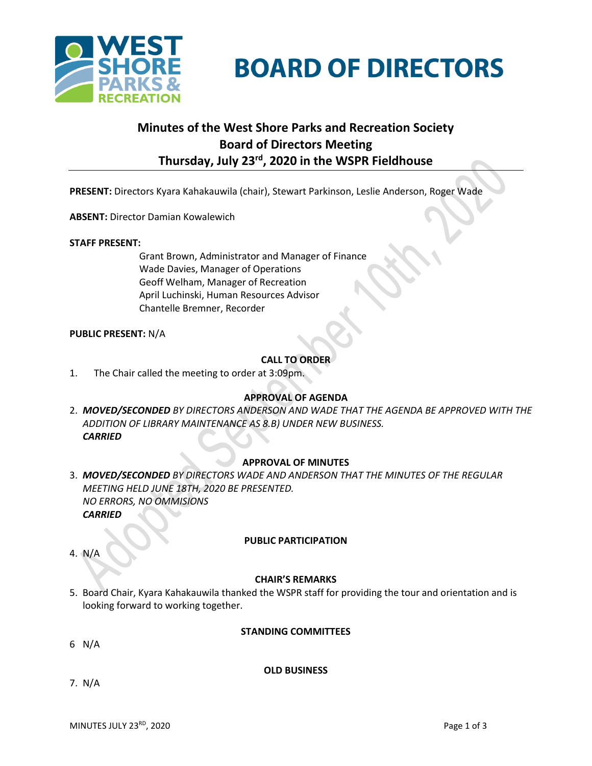# BOARD OF DIRECTORS

## Minutes of the West Shore Parks and Recreation Society Board of Directors Meeting Thursday, July 23rd, 2020 in the WSPR Fieldhouse

**PRESENT:** Directors Kyara Kahakauwila (chair), Stewart Parkinson, Leslie Anderson, Roger Wade

**ABSENT:** Director Damian Kowalewich

**STAFF PRESENT:**

Grant Brown, Administrator and Manager of Finance
Wade Davies, Manager of Operations
Geoff Welham, Manager of Recreation
April Luchinski, Human Resources Advisor
Chantelle Bremner, Recorder

**PUBLIC PRESENT:** N/A

### CALL TO ORDER

1. The Chair called the meeting to order at 3:09pm.

### APPROVAL OF AGENDA

2. ***MOVED/SECONDED*** *BY DIRECTORS ANDERSON AND WADE THAT THE AGENDA BE APPROVED WITH THE ADDITION OF LIBRARY MAINTENANCE AS 8.B) UNDER NEW BUSINESS.*
   ***CARRIED***

### APPROVAL OF MINUTES

3. ***MOVED/SECONDED*** *BY DIRECTORS WADE AND ANDERSON THAT THE MINUTES OF THE REGULAR MEETING HELD JUNE 18TH, 2020 BE PRESENTED.*
   *NO ERRORS, NO OMMISIONS*
   ***CARRIED***

### PUBLIC PARTICIPATION

4. N/A

### CHAIR'S REMARKS

5. Board Chair, Kyara Kahakauwila thanked the WSPR staff for providing the tour and orientation and is looking forward to working together.

### STANDING COMMITTEES

6 N/A

### OLD BUSINESS

7. N/A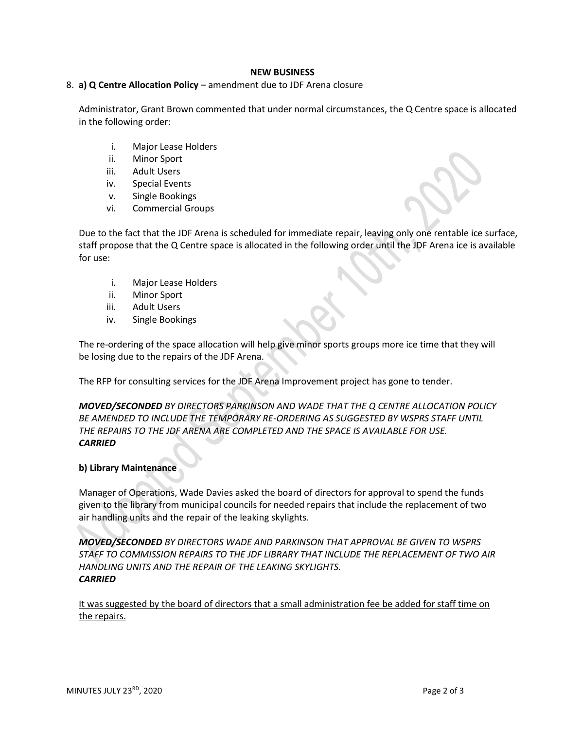## NEW BUSINESS

8. **a) Q Centre Allocation Policy** – amendment due to JDF Arena closure

   Administrator, Grant Brown commented that under normal circumstances, the Q Centre space is allocated in the following order:

   i. Major Lease Holders
   ii. Minor Sport
   iii. Adult Users
   iv. Special Events
   v. Single Bookings
   vi. Commercial Groups

   Due to the fact that the JDF Arena is scheduled for immediate repair, leaving only one rentable ice surface, staff propose that the Q Centre space is allocated in the following order until the JDF Arena ice is available for use:

   i. Major Lease Holders
   ii. Minor Sport
   iii. Adult Users
   iv. Single Bookings

   The re-ordering of the space allocation will help give minor sports groups more ice time that they will be losing due to the repairs of the JDF Arena.

   The RFP for consulting services for the JDF Arena Improvement project has gone to tender.

   ***MOVED/SECONDED*** *BY DIRECTORS PARKINSON AND WADE THAT THE Q CENTRE ALLOCATION POLICY BE AMENDED TO INCLUDE THE TEMPORARY RE-ORDERING AS SUGGESTED BY WSPRS STAFF UNTIL THE REPAIRS TO THE JDF ARENA ARE COMPLETED AND THE SPACE IS AVAILABLE FOR USE.*
   ***CARRIED***

   **b) Library Maintenance**

   Manager of Operations, Wade Davies asked the board of directors for approval to spend the funds given to the library from municipal councils for needed repairs that include the replacement of two air handling units and the repair of the leaking skylights.

   ***MOVED/SECONDED*** *BY DIRECTORS WADE AND PARKINSON THAT APPROVAL BE GIVEN TO WSPRS STAFF TO COMMISSION REPAIRS TO THE JDF LIBRARY THAT INCLUDE THE REPLACEMENT OF TWO AIR HANDLING UNITS AND THE REPAIR OF THE LEAKING SKYLIGHTS.*
   ***CARRIED***

   <u>It was suggested by the board of directors that a small administration fee be added for staff time on the repairs.</u>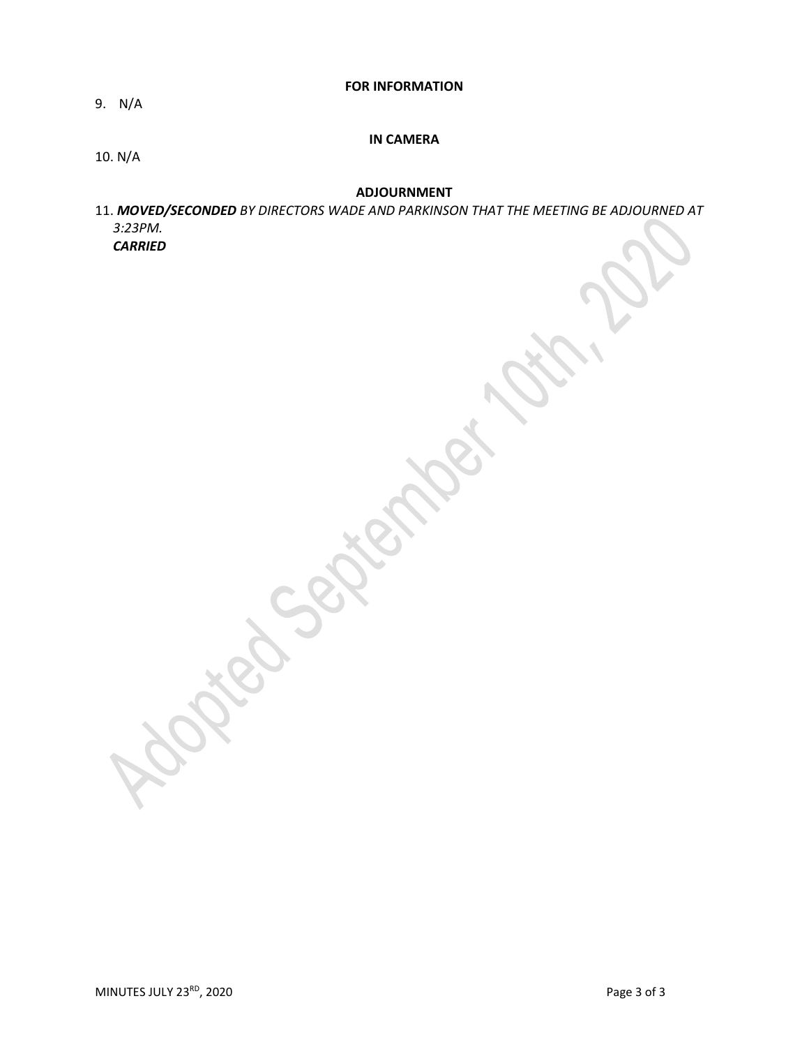**FOR INFORMATION**

9. N/A

**IN CAMERA**

10. N/A

**ADJOURNMENT**

11. ***MOVED/SECONDED*** *BY DIRECTORS WADE AND PARKINSON THAT THE MEETING BE ADJOURNED AT 3:23PM.*
    ***CARRIED***

Adopted September 10th, 2020